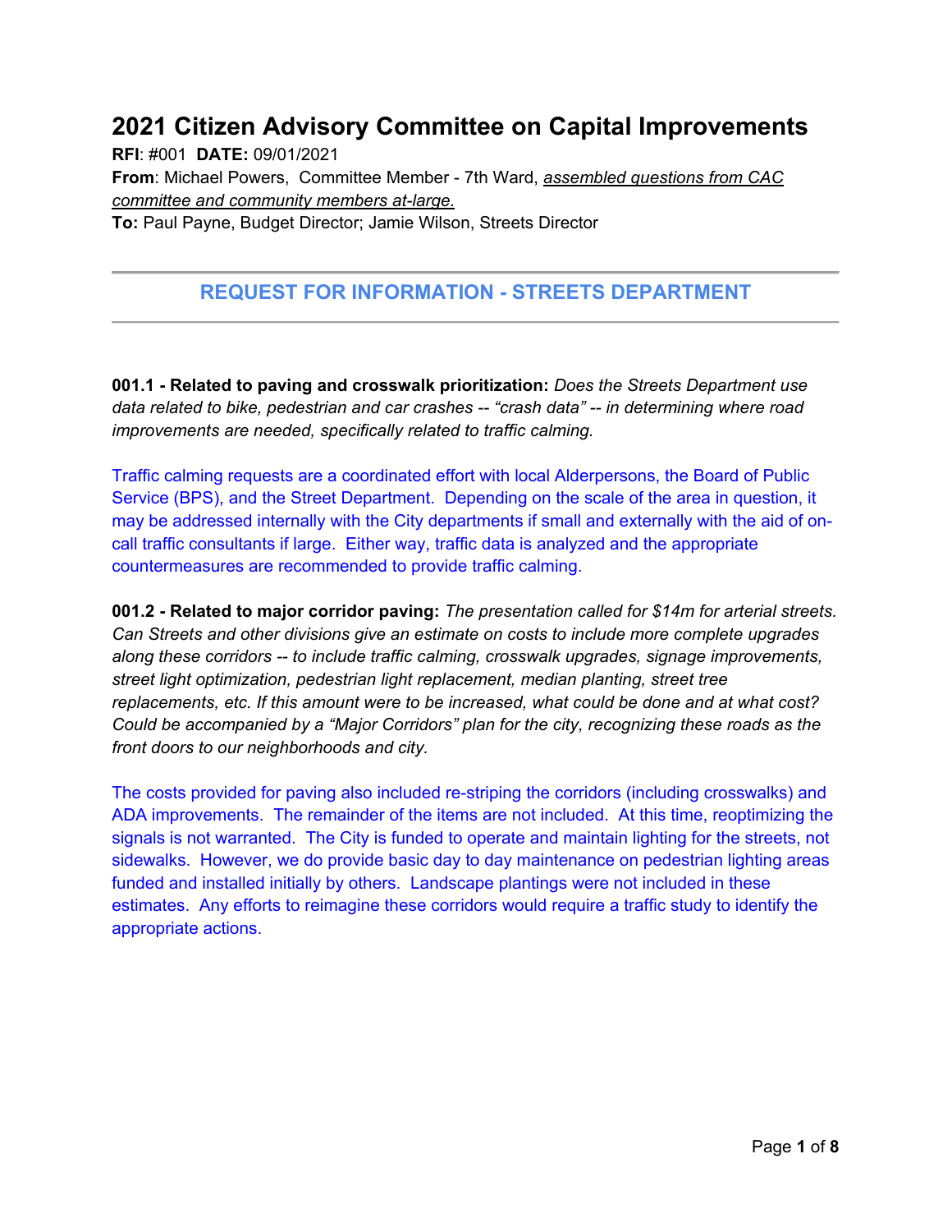# 2021 Citizen Advisory Committee on Capital Improvements

**RFI**: #001 **DATE:** 09/01/2021

**From**: Michael Powers, Committee Member - 7th Ward, *assembled questions from CAC committee and community members at-large.*

**To:** Paul Payne, Budget Director; Jamie Wilson, Streets Director

---

## REQUEST FOR INFORMATION - STREETS DEPARTMENT

---

**001.1 - Related to paving and crosswalk prioritization:** *Does the Streets Department use data related to bike, pedestrian and car crashes -- "crash data" -- in determining where road improvements are needed, specifically related to traffic calming.*

Traffic calming requests are a coordinated effort with local Alderpersons, the Board of Public Service (BPS), and the Street Department. Depending on the scale of the area in question, it may be addressed internally with the City departments if small and externally with the aid of on-call traffic consultants if large. Either way, traffic data is analyzed and the appropriate countermeasures are recommended to provide traffic calming.

**001.2 - Related to major corridor paving:** *The presentation called for $14m for arterial streets. Can Streets and other divisions give an estimate on costs to include more complete upgrades along these corridors -- to include traffic calming, crosswalk upgrades, signage improvements, street light optimization, pedestrian light replacement, median planting, street tree replacements, etc. If this amount were to be increased, what could be done and at what cost? Could be accompanied by a "Major Corridors" plan for the city, recognizing these roads as the front doors to our neighborhoods and city.*

The costs provided for paving also included re-striping the corridors (including crosswalks) and ADA improvements. The remainder of the items are not included. At this time, reoptimizing the signals is not warranted. The City is funded to operate and maintain lighting for the streets, not sidewalks. However, we do provide basic day to day maintenance on pedestrian lighting areas funded and installed initially by others. Landscape plantings were not included in these estimates. Any efforts to reimagine these corridors would require a traffic study to identify the appropriate actions.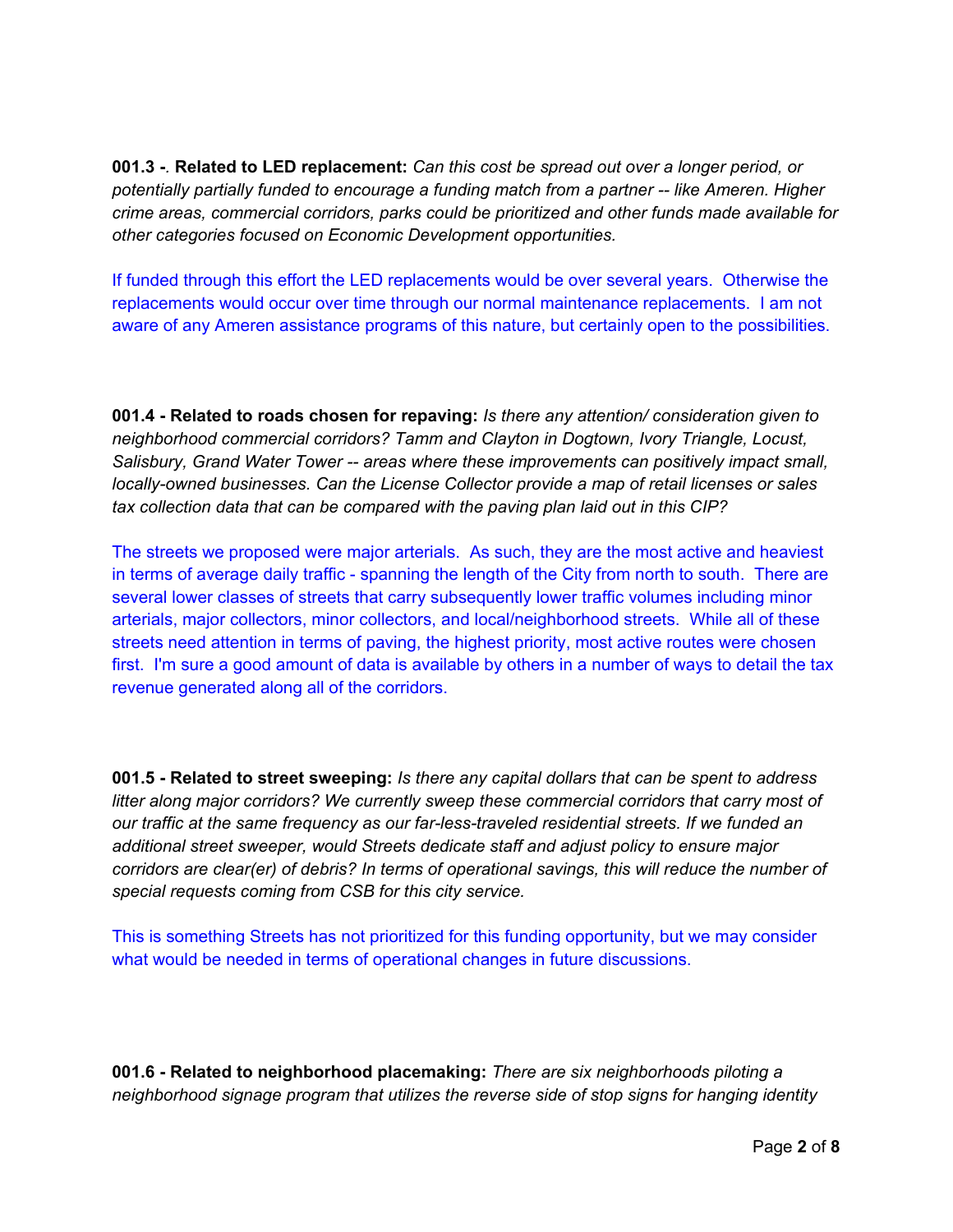**001.3 -. Related to LED replacement:** *Can this cost be spread out over a longer period, or potentially partially funded to encourage a funding match from a partner -- like Ameren. Higher crime areas, commercial corridors, parks could be prioritized and other funds made available for other categories focused on Economic Development opportunities.*

If funded through this effort the LED replacements would be over several years. Otherwise the replacements would occur over time through our normal maintenance replacements. I am not aware of any Ameren assistance programs of this nature, but certainly open to the possibilities.

**001.4 - Related to roads chosen for repaving:** *Is there any attention/ consideration given to neighborhood commercial corridors? Tamm and Clayton in Dogtown, Ivory Triangle, Locust, Salisbury, Grand Water Tower -- areas where these improvements can positively impact small, locally-owned businesses. Can the License Collector provide a map of retail licenses or sales tax collection data that can be compared with the paving plan laid out in this CIP?*

The streets we proposed were major arterials. As such, they are the most active and heaviest in terms of average daily traffic - spanning the length of the City from north to south. There are several lower classes of streets that carry subsequently lower traffic volumes including minor arterials, major collectors, minor collectors, and local/neighborhood streets. While all of these streets need attention in terms of paving, the highest priority, most active routes were chosen first. I'm sure a good amount of data is available by others in a number of ways to detail the tax revenue generated along all of the corridors.

**001.5 - Related to street sweeping:** *Is there any capital dollars that can be spent to address litter along major corridors? We currently sweep these commercial corridors that carry most of our traffic at the same frequency as our far-less-traveled residential streets. If we funded an additional street sweeper, would Streets dedicate staff and adjust policy to ensure major corridors are clear(er) of debris? In terms of operational savings, this will reduce the number of special requests coming from CSB for this city service.*

This is something Streets has not prioritized for this funding opportunity, but we may consider what would be needed in terms of operational changes in future discussions.

**001.6 - Related to neighborhood placemaking:** *There are six neighborhoods piloting a neighborhood signage program that utilizes the reverse side of stop signs for hanging identity*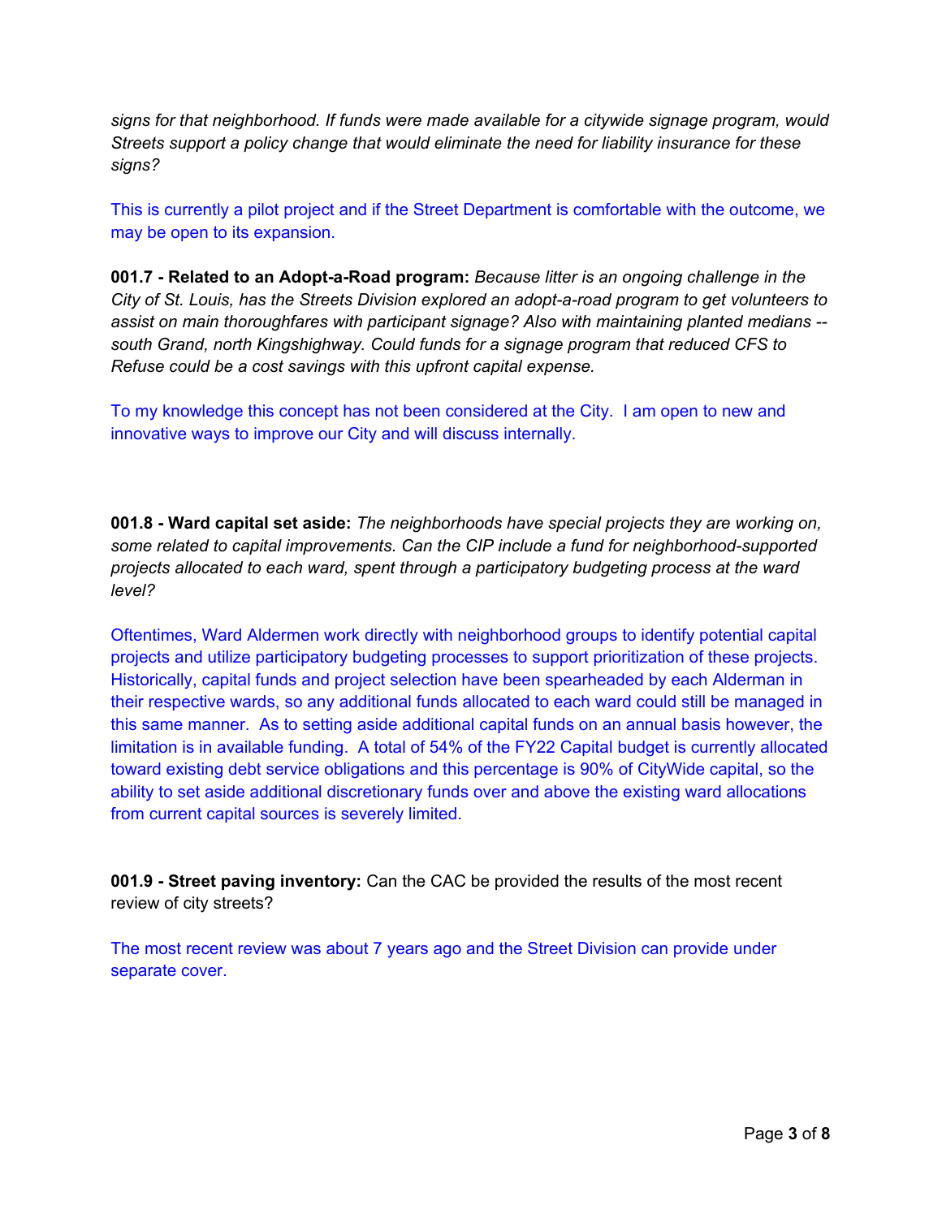*signs for that neighborhood. If funds were made available for a citywide signage program, would Streets support a policy change that would eliminate the need for liability insurance for these signs?*

This is currently a pilot project and if the Street Department is comfortable with the outcome, we may be open to its expansion.

**001.7 - Related to an Adopt-a-Road program:** *Because litter is an ongoing challenge in the City of St. Louis, has the Streets Division explored an adopt-a-road program to get volunteers to assist on main thoroughfares with participant signage? Also with maintaining planted medians -- south Grand, north Kingshighway. Could funds for a signage program that reduced CFS to Refuse could be a cost savings with this upfront capital expense.*

To my knowledge this concept has not been considered at the City. I am open to new and innovative ways to improve our City and will discuss internally.

**001.8 - Ward capital set aside:** *The neighborhoods have special projects they are working on, some related to capital improvements. Can the CIP include a fund for neighborhood-supported projects allocated to each ward, spent through a participatory budgeting process at the ward level?*

Oftentimes, Ward Aldermen work directly with neighborhood groups to identify potential capital projects and utilize participatory budgeting processes to support prioritization of these projects. Historically, capital funds and project selection have been spearheaded by each Alderman in their respective wards, so any additional funds allocated to each ward could still be managed in this same manner. As to setting aside additional capital funds on an annual basis however, the limitation is in available funding. A total of 54% of the FY22 Capital budget is currently allocated toward existing debt service obligations and this percentage is 90% of CityWide capital, so the ability to set aside additional discretionary funds over and above the existing ward allocations from current capital sources is severely limited.

**001.9 - Street paving inventory:** Can the CAC be provided the results of the most recent review of city streets?

The most recent review was about 7 years ago and the Street Division can provide under separate cover.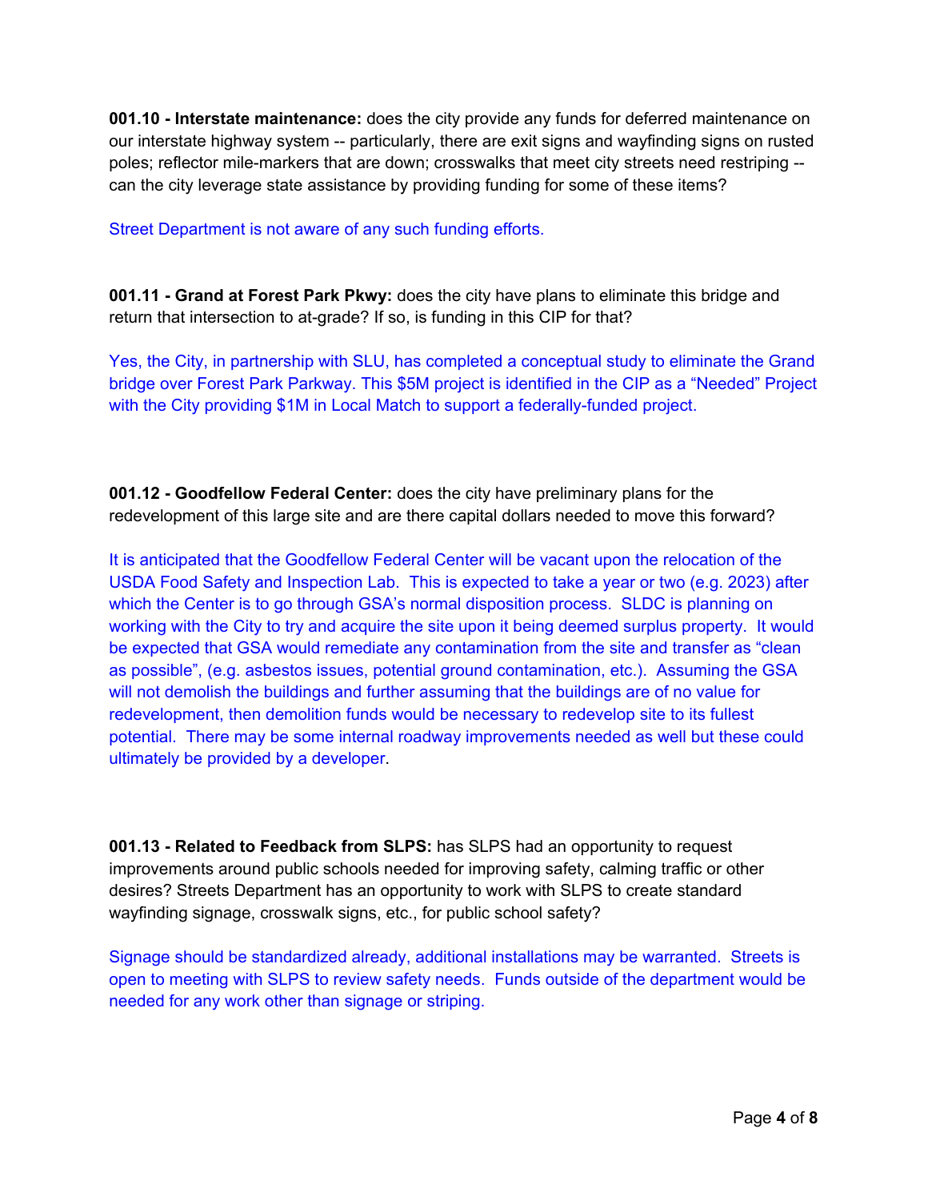**001.10 - Interstate maintenance:** does the city provide any funds for deferred maintenance on our interstate highway system -- particularly, there are exit signs and wayfinding signs on rusted poles; reflector mile-markers that are down; crosswalks that meet city streets need restriping -- can the city leverage state assistance by providing funding for some of these items?

Street Department is not aware of any such funding efforts.

**001.11 - Grand at Forest Park Pkwy:** does the city have plans to eliminate this bridge and return that intersection to at-grade? If so, is funding in this CIP for that?

Yes, the City, in partnership with SLU, has completed a conceptual study to eliminate the Grand bridge over Forest Park Parkway. This $5M project is identified in the CIP as a "Needed" Project with the City providing $1M in Local Match to support a federally-funded project.

**001.12 - Goodfellow Federal Center:** does the city have preliminary plans for the redevelopment of this large site and are there capital dollars needed to move this forward?

It is anticipated that the Goodfellow Federal Center will be vacant upon the relocation of the USDA Food Safety and Inspection Lab. This is expected to take a year or two (e.g. 2023) after which the Center is to go through GSA's normal disposition process. SLDC is planning on working with the City to try and acquire the site upon it being deemed surplus property. It would be expected that GSA would remediate any contamination from the site and transfer as "clean as possible", (e.g. asbestos issues, potential ground contamination, etc.). Assuming the GSA will not demolish the buildings and further assuming that the buildings are of no value for redevelopment, then demolition funds would be necessary to redevelop site to its fullest potential. There may be some internal roadway improvements needed as well but these could ultimately be provided by a developer.

**001.13 - Related to Feedback from SLPS:** has SLPS had an opportunity to request improvements around public schools needed for improving safety, calming traffic or other desires? Streets Department has an opportunity to work with SLPS to create standard wayfinding signage, crosswalk signs, etc., for public school safety?

Signage should be standardized already, additional installations may be warranted. Streets is open to meeting with SLPS to review safety needs. Funds outside of the department would be needed for any work other than signage or striping.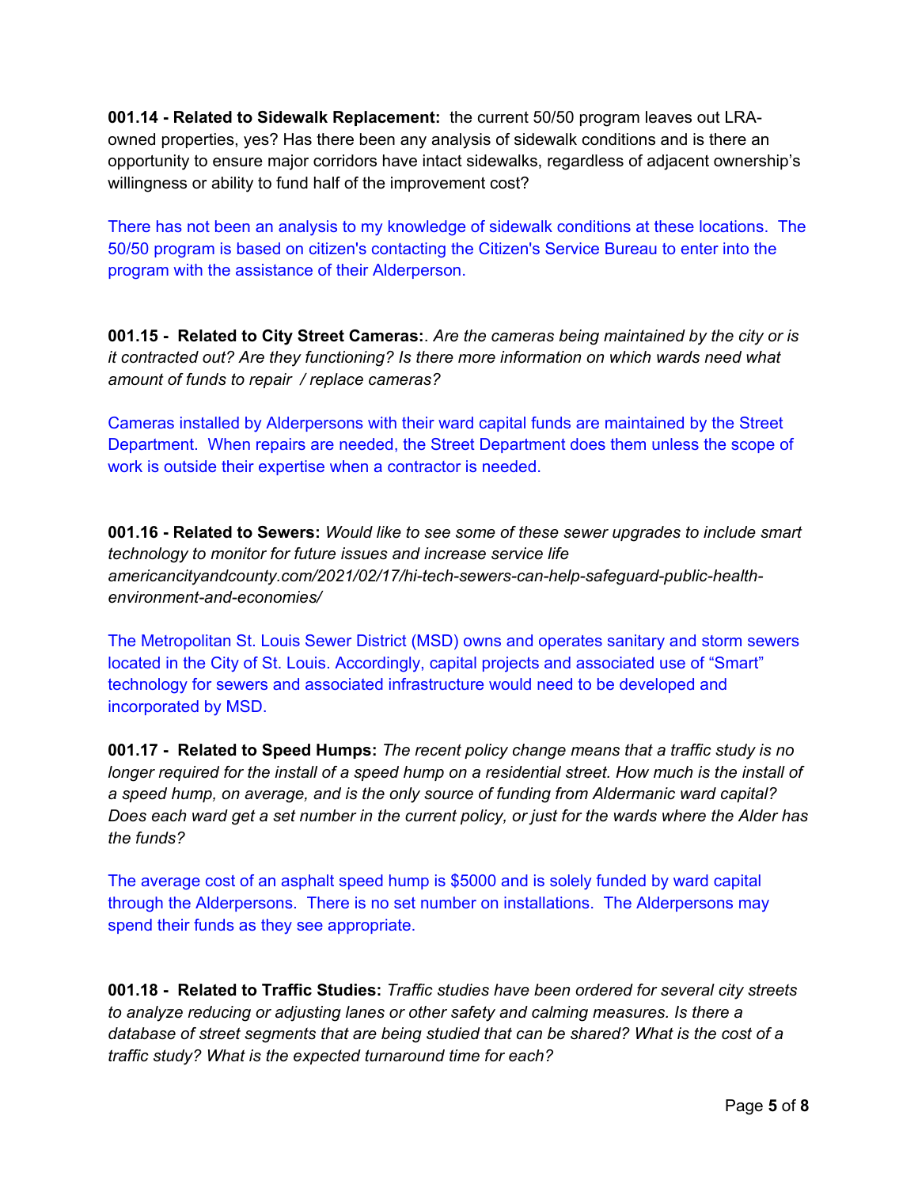**001.14 - Related to Sidewalk Replacement:** the current 50/50 program leaves out LRA-owned properties, yes? Has there been any analysis of sidewalk conditions and is there an opportunity to ensure major corridors have intact sidewalks, regardless of adjacent ownership's willingness or ability to fund half of the improvement cost?

There has not been an analysis to my knowledge of sidewalk conditions at these locations. The 50/50 program is based on citizen's contacting the Citizen's Service Bureau to enter into the program with the assistance of their Alderperson.

**001.15 - Related to City Street Cameras:**. *Are the cameras being maintained by the city or is it contracted out? Are they functioning? Is there more information on which wards need what amount of funds to repair / replace cameras?*

Cameras installed by Alderpersons with their ward capital funds are maintained by the Street Department. When repairs are needed, the Street Department does them unless the scope of work is outside their expertise when a contractor is needed.

**001.16 - Related to Sewers:** *Would like to see some of these sewer upgrades to include smart technology to monitor for future issues and increase service life americancityandcounty.com/2021/02/17/hi-tech-sewers-can-help-safeguard-public-health-environment-and-economies/*

The Metropolitan St. Louis Sewer District (MSD) owns and operates sanitary and storm sewers located in the City of St. Louis. Accordingly, capital projects and associated use of "Smart" technology for sewers and associated infrastructure would need to be developed and incorporated by MSD.

**001.17 - Related to Speed Humps:** *The recent policy change means that a traffic study is no longer required for the install of a speed hump on a residential street. How much is the install of a speed hump, on average, and is the only source of funding from Aldermanic ward capital? Does each ward get a set number in the current policy, or just for the wards where the Alder has the funds?*

The average cost of an asphalt speed hump is $5000 and is solely funded by ward capital through the Alderpersons. There is no set number on installations. The Alderpersons may spend their funds as they see appropriate.

**001.18 - Related to Traffic Studies:** *Traffic studies have been ordered for several city streets to analyze reducing or adjusting lanes or other safety and calming measures. Is there a database of street segments that are being studied that can be shared? What is the cost of a traffic study? What is the expected turnaround time for each?*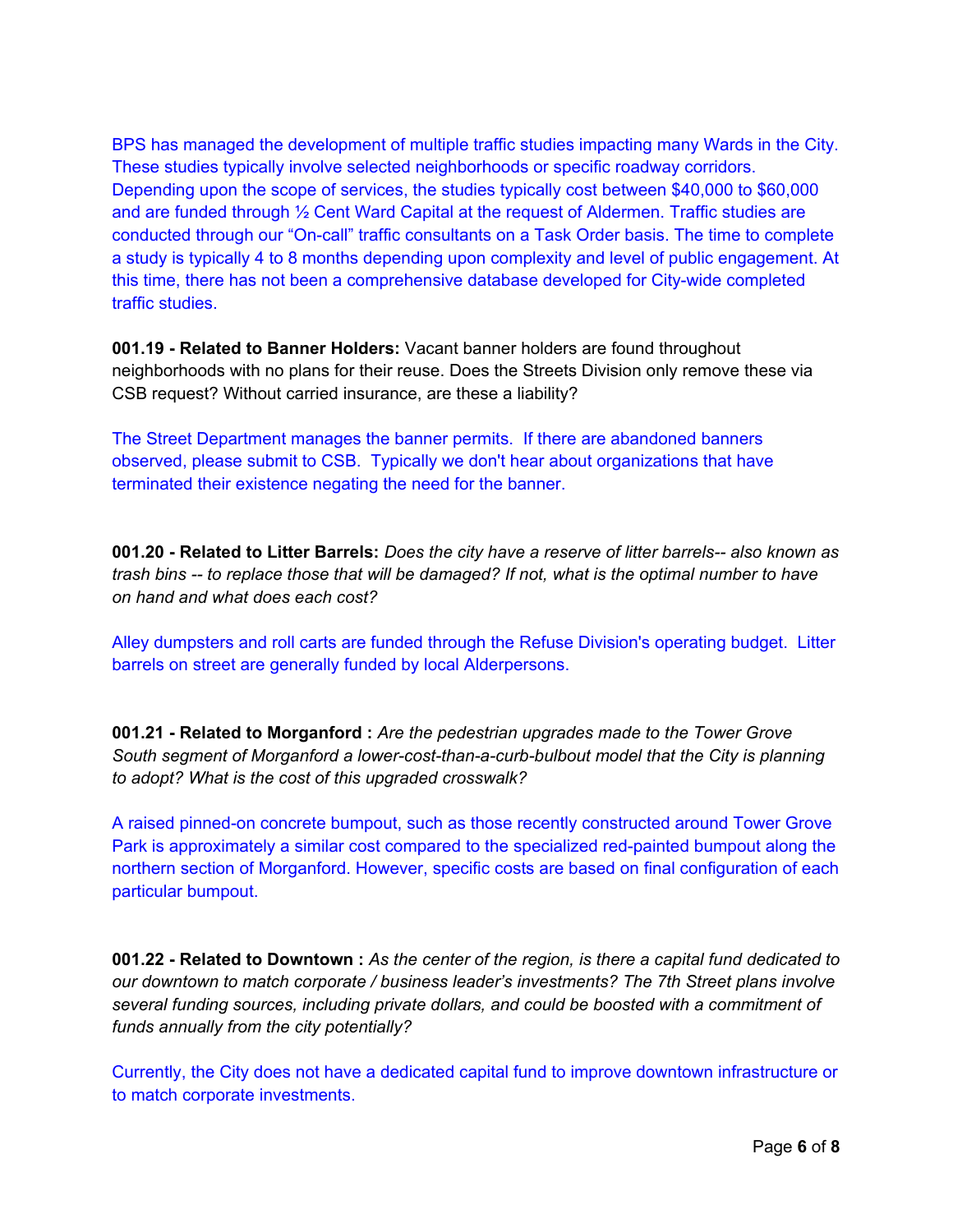BPS has managed the development of multiple traffic studies impacting many Wards in the City. These studies typically involve selected neighborhoods or specific roadway corridors. Depending upon the scope of services, the studies typically cost between $40,000 to $60,000 and are funded through ½ Cent Ward Capital at the request of Aldermen. Traffic studies are conducted through our "On-call" traffic consultants on a Task Order basis. The time to complete a study is typically 4 to 8 months depending upon complexity and level of public engagement. At this time, there has not been a comprehensive database developed for City-wide completed traffic studies.

**001.19 - Related to Banner Holders:** Vacant banner holders are found throughout neighborhoods with no plans for their reuse. Does the Streets Division only remove these via CSB request? Without carried insurance, are these a liability?

The Street Department manages the banner permits. If there are abandoned banners observed, please submit to CSB. Typically we don't hear about organizations that have terminated their existence negating the need for the banner.

**001.20 - Related to Litter Barrels:** *Does the city have a reserve of litter barrels-- also known as trash bins -- to replace those that will be damaged? If not, what is the optimal number to have on hand and what does each cost?*

Alley dumpsters and roll carts are funded through the Refuse Division's operating budget. Litter barrels on street are generally funded by local Alderpersons.

**001.21 - Related to Morganford :** *Are the pedestrian upgrades made to the Tower Grove South segment of Morganford a lower-cost-than-a-curb-bulbout model that the City is planning to adopt? What is the cost of this upgraded crosswalk?*

A raised pinned-on concrete bumpout, such as those recently constructed around Tower Grove Park is approximately a similar cost compared to the specialized red-painted bumpout along the northern section of Morganford. However, specific costs are based on final configuration of each particular bumpout.

**001.22 - Related to Downtown :** *As the center of the region, is there a capital fund dedicated to our downtown to match corporate / business leader's investments? The 7th Street plans involve several funding sources, including private dollars, and could be boosted with a commitment of funds annually from the city potentially?*

Currently, the City does not have a dedicated capital fund to improve downtown infrastructure or to match corporate investments.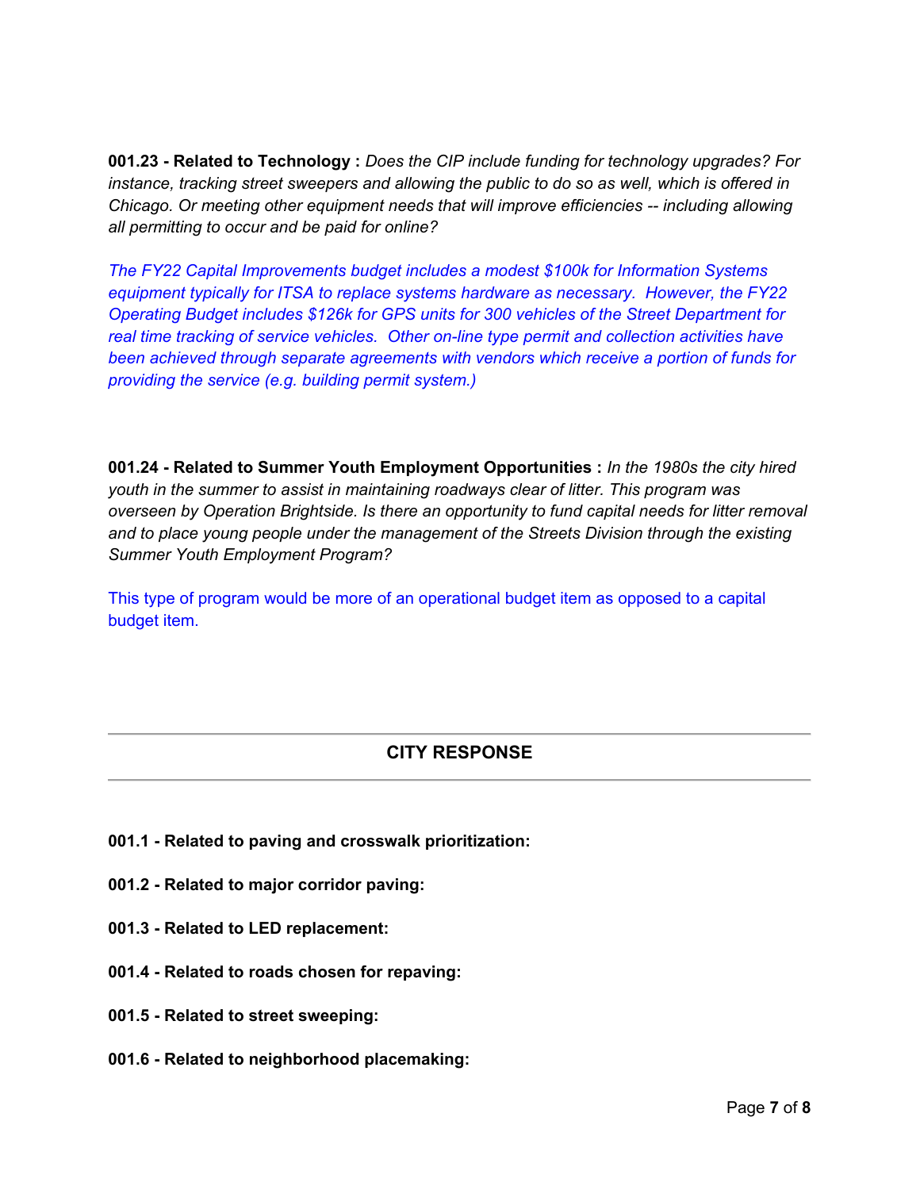**001.23 - Related to Technology :** *Does the CIP include funding for technology upgrades? For instance, tracking street sweepers and allowing the public to do so as well, which is offered in Chicago. Or meeting other equipment needs that will improve efficiencies -- including allowing all permitting to occur and be paid for online?*

*The FY22 Capital Improvements budget includes a modest $100k for Information Systems equipment typically for ITSA to replace systems hardware as necessary. However, the FY22 Operating Budget includes $126k for GPS units for 300 vehicles of the Street Department for real time tracking of service vehicles. Other on-line type permit and collection activities have been achieved through separate agreements with vendors which receive a portion of funds for providing the service (e.g. building permit system.)*

**001.24 - Related to Summer Youth Employment Opportunities :** *In the 1980s the city hired youth in the summer to assist in maintaining roadways clear of litter. This program was overseen by Operation Brightside. Is there an opportunity to fund capital needs for litter removal and to place young people under the management of the Streets Division through the existing Summer Youth Employment Program?*

This type of program would be more of an operational budget item as opposed to a capital budget item.

---

## CITY RESPONSE

---

**001.1 - Related to paving and crosswalk prioritization:**

**001.2 - Related to major corridor paving:**

**001.3 - Related to LED replacement:**

**001.4 - Related to roads chosen for repaving:**

**001.5 - Related to street sweeping:**

**001.6 - Related to neighborhood placemaking:**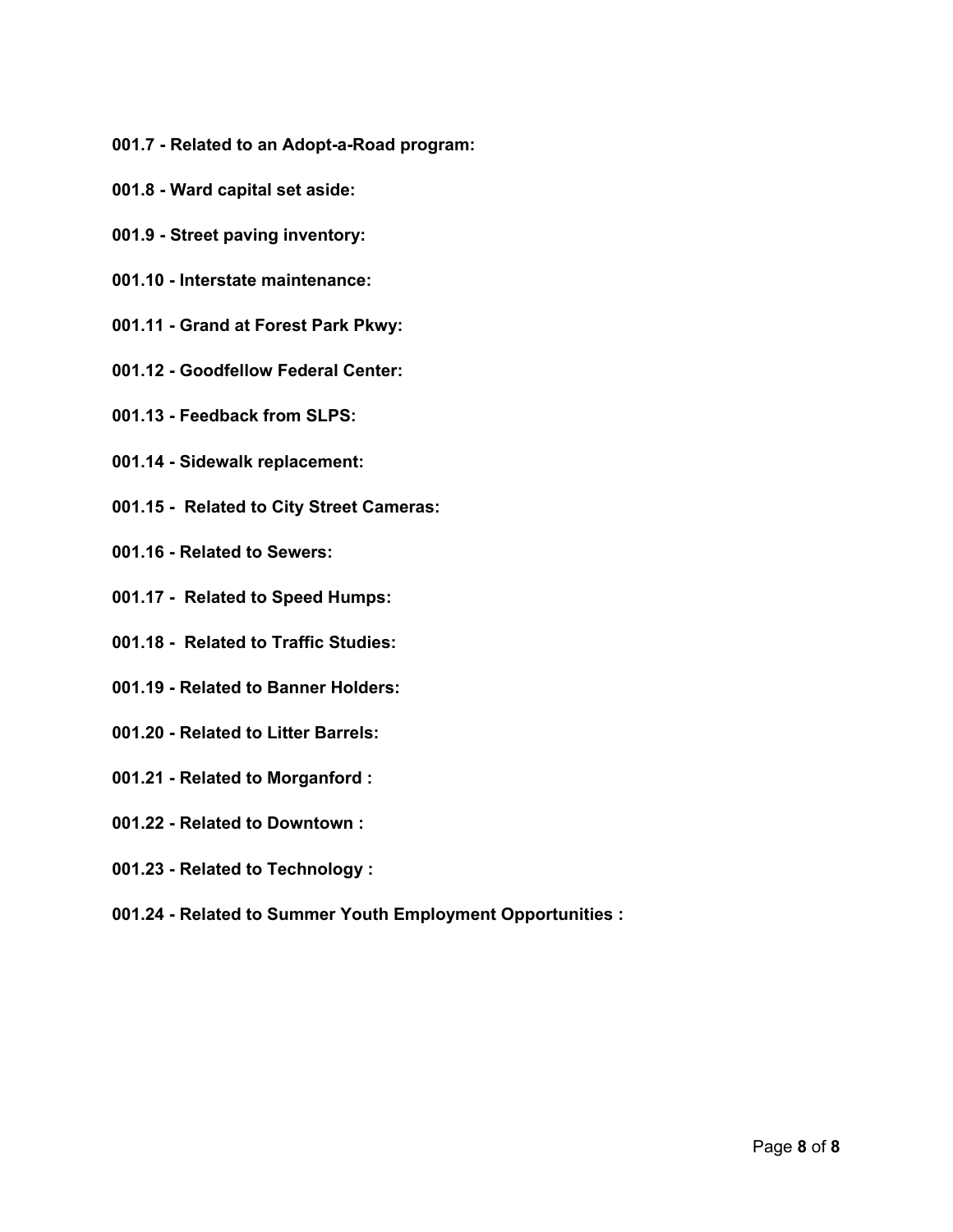**001.7 - Related to an Adopt-a-Road program:**

**001.8 - Ward capital set aside:**

**001.9 - Street paving inventory:**

**001.10 - Interstate maintenance:**

**001.11 - Grand at Forest Park Pkwy:**

**001.12 - Goodfellow Federal Center:**

**001.13 - Feedback from SLPS:**

**001.14 - Sidewalk replacement:**

**001.15 - Related to City Street Cameras:**

**001.16 - Related to Sewers:**

**001.17 - Related to Speed Humps:**

**001.18 - Related to Traffic Studies:**

**001.19 - Related to Banner Holders:**

**001.20 - Related to Litter Barrels:**

**001.21 - Related to Morganford :**

**001.22 - Related to Downtown :**

**001.23 - Related to Technology :**

**001.24 - Related to Summer Youth Employment Opportunities :**